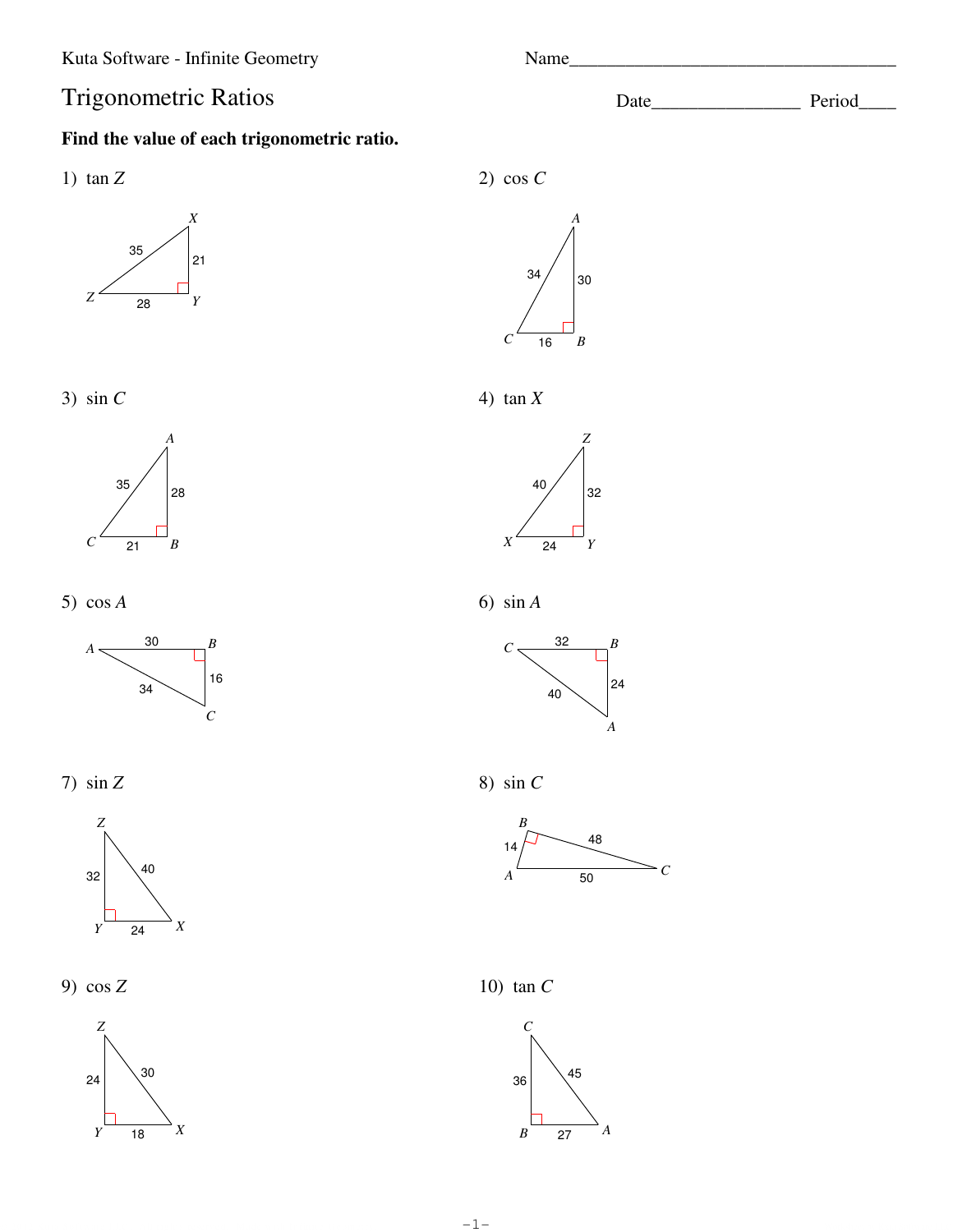Kuta Software - Infinite Geometry

Name\_\_\_\_\_\_\_\_\_\_\_\_\_\_\_\_\_\_\_\_\_\_\_\_\_\_\_\_\_\_\_\_\_\_\_\_

# Trigonometric Ratios

Date\_\_\_\_\_\_\_\_\_\_\_\_\_\_\_\_ Period\_\_\_\_

**Find the value of each trigonometric ratio.**

1) $\tan Z$

X, 35, 21, Z, 28, Y

2) $\cos C$

A, 34, 30, C, 16, B

3) $\sin C$

A, 35, 28, C, 21, B

4) $\tan X$

Z, 40, 32, X, 24, Y

5) $\cos A$

A, 30, B, 16, 34, C

6) $\sin A$

C, 32, B, 24, 40, A

7) $\sin Z$

Z, 32, 40, Y, 24, X

8) $\sin C$

B, 14, 48, A, 50, C

9) $\cos Z$

Z, 24, 30, Y, 18, X

10) $\tan C$

C, 36, 45, B, 27, A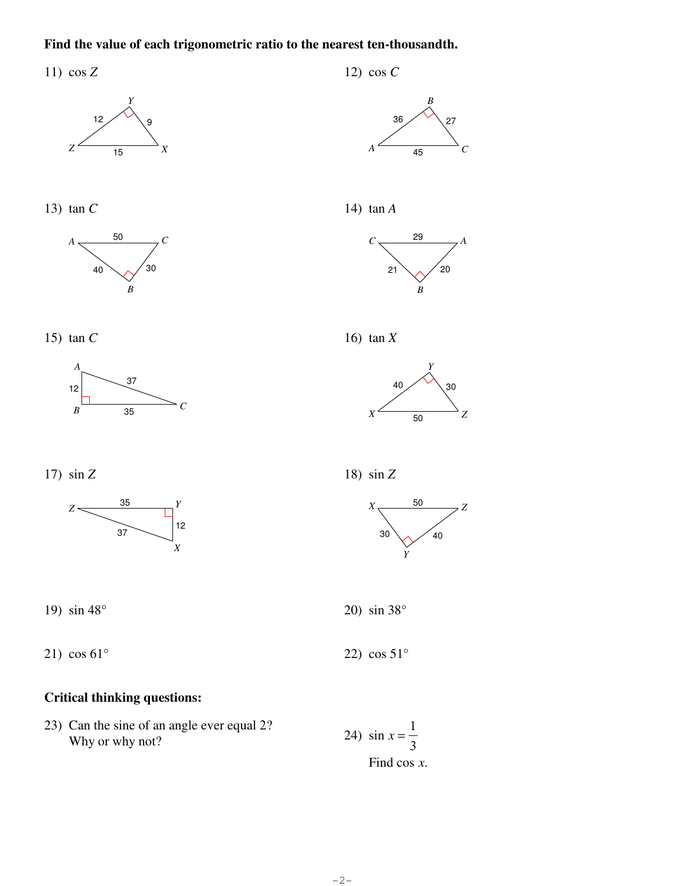**Find the value of each trigonometric ratio to the nearest ten-thousandth.**

11) $\cos Z$

12) $\cos C$

13) $\tan C$

14) $\tan A$

15) $\tan C$

16) $\tan X$

17) $\sin Z$

18) $\sin Z$

19) $\sin 48°$

20) $\sin 38°$

21) $\cos 61°$

22) $\cos 51°$

**Critical thinking questions:**

23) Can the sine of an angle ever equal 2? Why or why not?

24) $\sin x = \dfrac{1}{3}$

Find $\cos x$.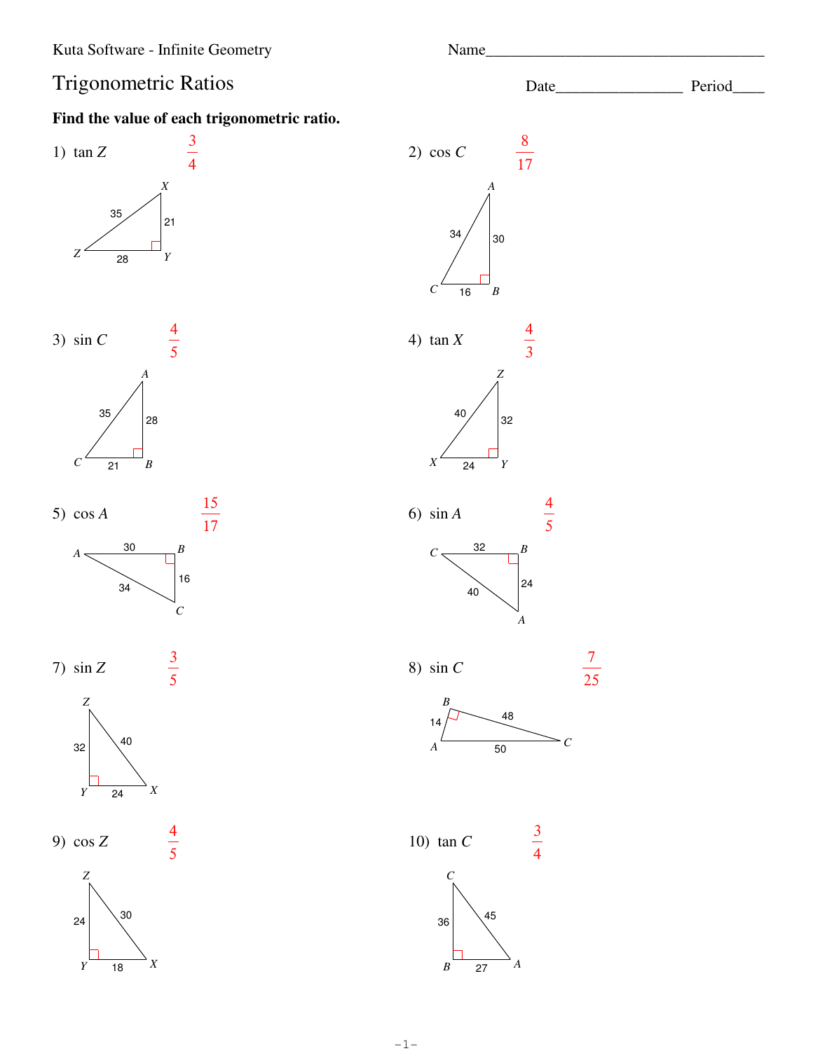Kuta Software - Infinite Geometry

Name\_\_\_\_\_\_\_\_\_\_\_\_\_\_\_\_\_\_\_\_\_\_\_\_\_\_\_\_\_\_\_\_\_\_\_

# Trigonometric Ratios

Date\_\_\_\_\_\_\_\_\_\_\_\_\_\_\_\_ Period\_\_\_\_

**Find the value of each trigonometric ratio.**

1) $\tan Z$ $\frac{3}{4}$

Triangle $XYZ$: $ZX = 35$, $XY = 21$, $ZY = 28$, right angle at $Y$.

2) $\cos C$ $\frac{8}{17}$

Triangle $ABC$: $CA = 34$, $AB = 30$, $CB = 16$, right angle at $B$.

3) $\sin C$ $\frac{4}{5}$

Triangle $ABC$: $CA = 35$, $AB = 28$, $CB = 21$, right angle at $B$.

4) $\tan X$ $\frac{4}{3}$

Triangle $XYZ$: $XZ = 40$, $ZY = 32$, $XY = 24$, right angle at $Y$.

5) $\cos A$ $\frac{15}{17}$

Triangle $ABC$: $AB = 30$, $BC = 16$, $AC = 34$, right angle at $B$.

6) $\sin A$ $\frac{4}{5}$

Triangle $ABC$: $CB = 32$, $BA = 24$, $CA = 40$, right angle at $B$.

7) $\sin Z$ $\frac{3}{5}$

Triangle $XYZ$: $ZY = 32$, $ZX = 40$, $YX = 24$, right angle at $Y$.

8) $\sin C$ $\frac{7}{25}$

Triangle $ABC$: $AB = 14$, $BC = 48$, $AC = 50$, right angle at $B$.

9) $\cos Z$ $\frac{4}{5}$

Triangle $XYZ$: $ZY = 24$, $ZX = 30$, $YX = 18$, right angle at $Y$.

10) $\tan C$ $\frac{3}{4}$

Triangle $ABC$: $CB = 36$, $CA = 45$, $BA = 27$, right angle at $B$.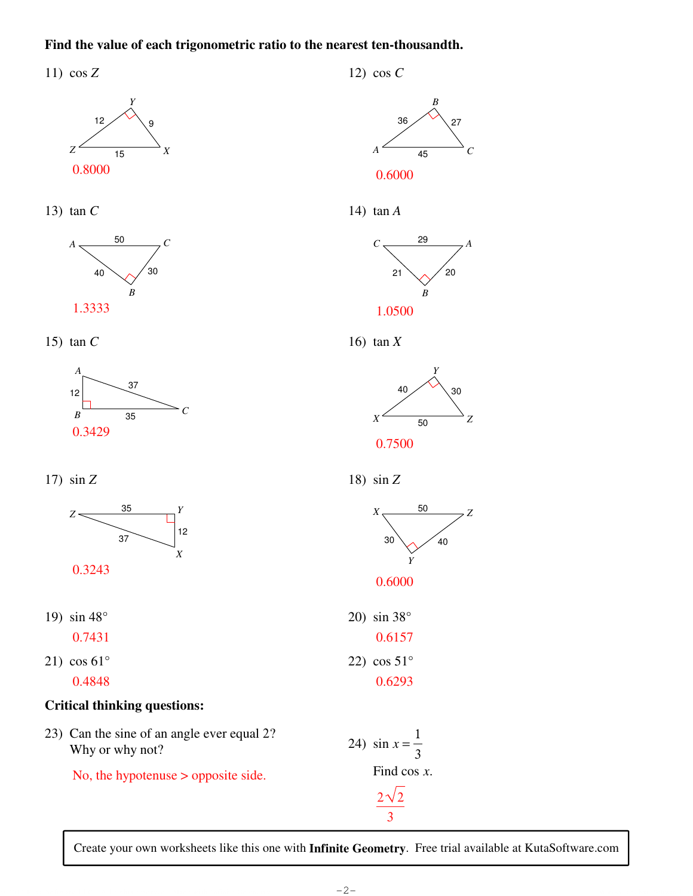**Find the value of each trigonometric ratio to the nearest ten-thousandth.**

11) $\cos Z$

Y
12
9
Z
15
X

0.8000

12) $\cos C$

B
36
27
A
45
C

0.6000

13) $\tan C$

A
50
C
40
30
B

1.3333

14) $\tan A$

C
29
A
21
20
B

1.0500

15) $\tan C$

A
12
37
B
35
C

0.3429

16) $\tan X$

Y
40
30
X
50
Z

0.7500

17) $\sin Z$

Z
35
Y
37
12
X

0.3243

18) $\sin Z$

X
50
Z
30
40
Y

0.6000

19) $\sin 48°$

0.7431

20) $\sin 38°$

0.6157

21) $\cos 61°$

0.4848

22) $\cos 51°$

0.6293

**Critical thinking questions:**

23) Can the sine of an angle ever equal 2? Why or why not?

No, the hypotenuse > opposite side.

24) $\sin x = \dfrac{1}{3}$

Find $\cos x$.

$\dfrac{2\sqrt{2}}{3}$

Create your own worksheets like this one with **Infinite Geometry**. Free trial available at KutaSoftware.com